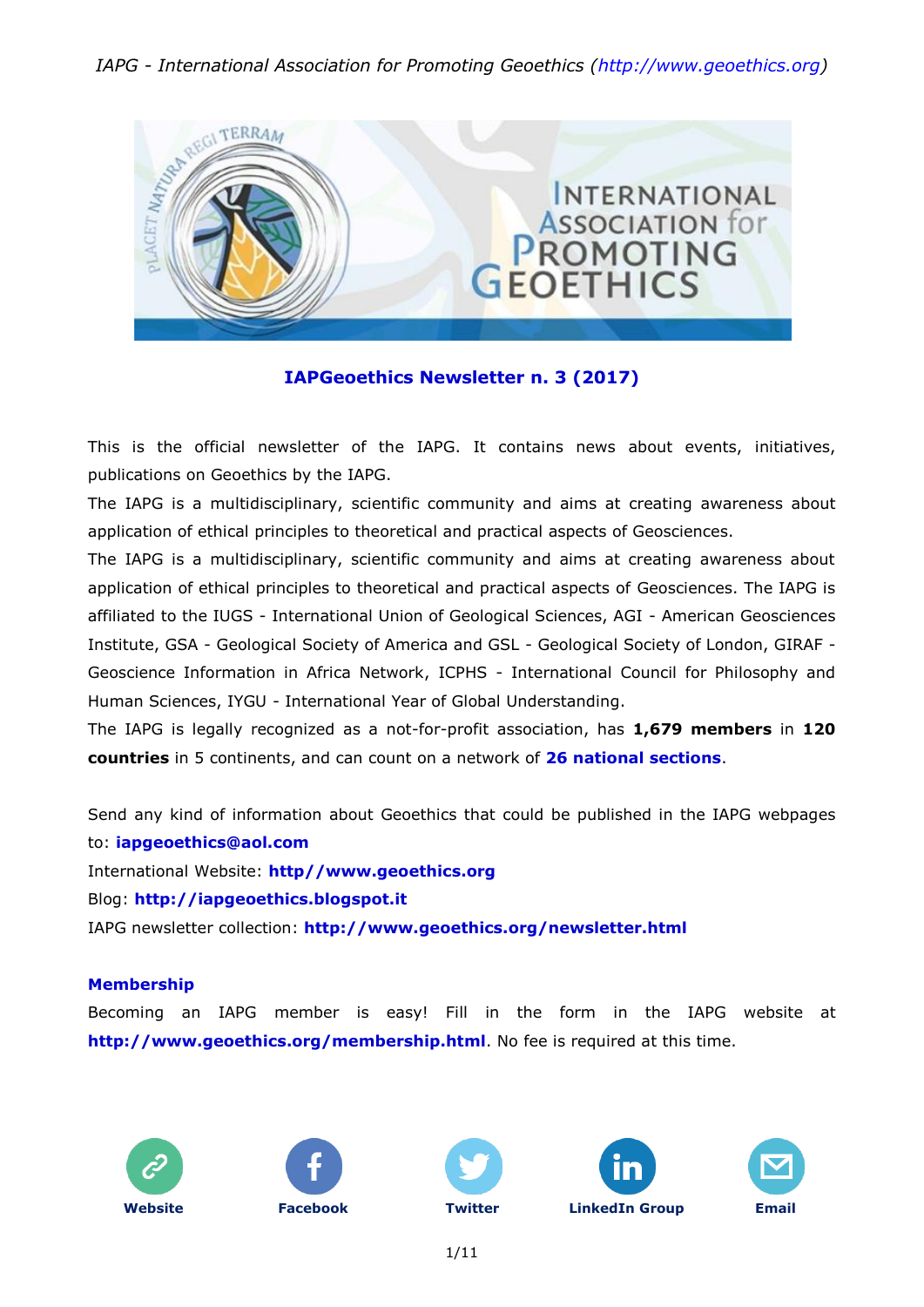IAPG - International Association for Promoting Geoethics (http://www.geoethics.org)

## IAPGeoethics Newsletter n. 3 (2017)

This is the official newsletter of the IAPG. It contains news about events, initiatives, publications on Geoethics by the IAPG.

The IAPG is a multidisciplinary, scientific community and aims at creating awareness about application of ethical principles to theoretical and practical aspects of Geosciences.

The IAPG is a multidisciplinary, scientific community and aims at creating awareness about application of ethical principles to theoretical and practical aspects of Geosciences. The IAPG is affiliated to the IUGS - International Union of Geological Sciences, AGI - American Geosciences Institute, GSA - Geological Society of America and GSL - Geological Society of London, GIRAF - Geoscience Information in Africa Network, ICPHS - International Council for Philosophy and Human Sciences, IYGU - International Year of Global Understanding.

The IAPG is legally recognized as a not-for-profit association, has **1,679 members** in **120 countries** in 5 continents, and can count on a network of **26 national sections**.

Send any kind of information about Geoethics that could be published in the IAPG webpages to: **iapgeoethics@aol.com**

International Website: **http//www.geoethics.org**

Blog: **http://iapgeoethics.blogspot.it**

IAPG newsletter collection: **http://www.geoethics.org/newsletter.html**

### Membership

Becoming an IAPG member is easy! Fill in the form in the IAPG website at **http://www.geoethics.org/membership.html**. No fee is required at this time.

**Website** **Facebook** **Twitter** **LinkedIn Group** **Email**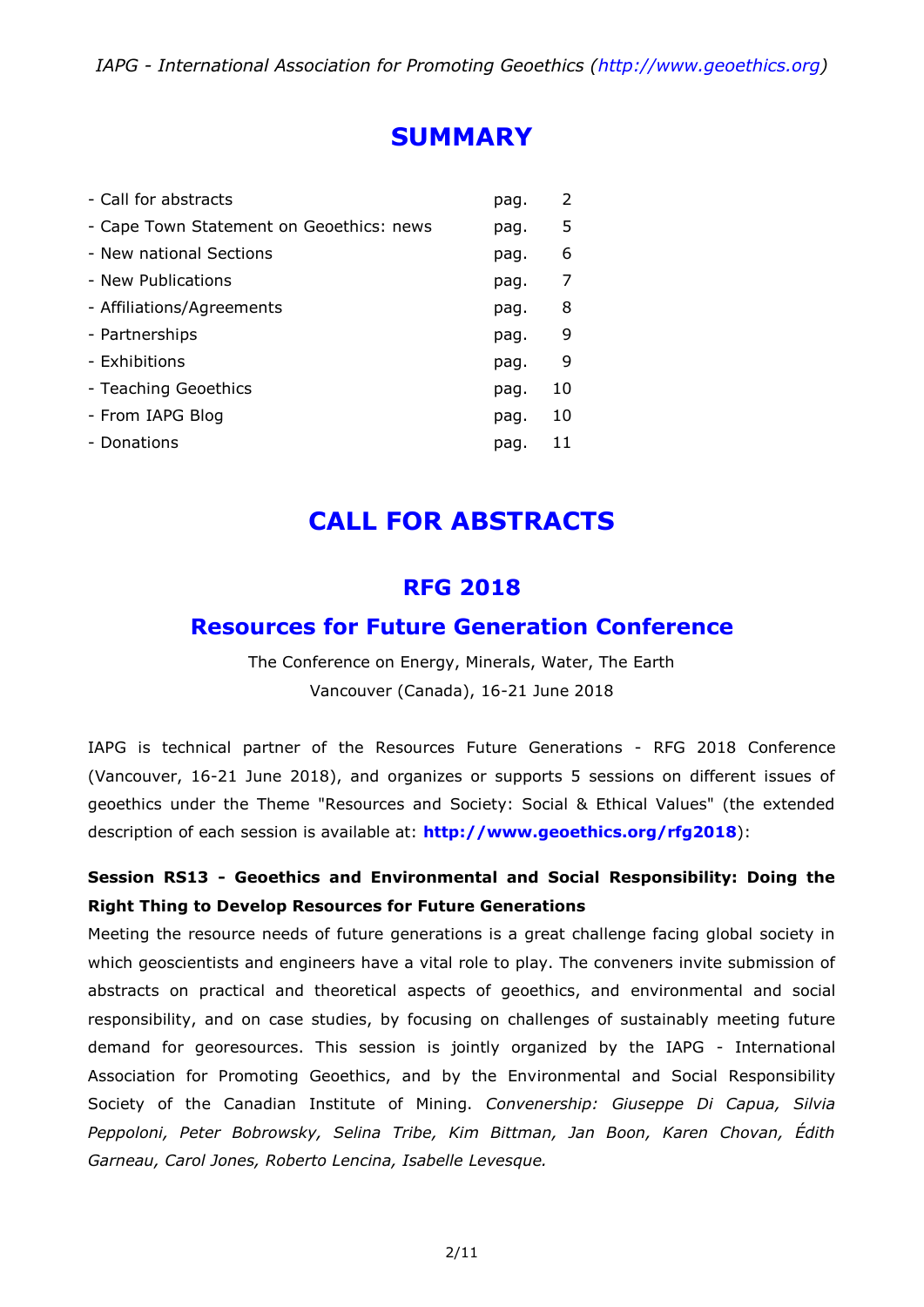# SUMMARY

| | | |
|---|---|---|
| - Call for abstracts | pag. | 2 |
| - Cape Town Statement on Geoethics: news | pag. | 5 |
| - New national Sections | pag. | 6 |
| - New Publications | pag. | 7 |
| - Affiliations/Agreements | pag. | 8 |
| - Partnerships | pag. | 9 |
| - Exhibitions | pag. | 9 |
| - Teaching Geoethics | pag. | 10 |
| - From IAPG Blog | pag. | 10 |
| - Donations | pag. | 11 |

# CALL FOR ABSTRACTS

## RFG 2018

## Resources for Future Generation Conference

The Conference on Energy, Minerals, Water, The Earth
Vancouver (Canada), 16-21 June 2018

IAPG is technical partner of the Resources Future Generations - RFG 2018 Conference (Vancouver, 16-21 June 2018), and organizes or supports 5 sessions on different issues of geoethics under the Theme "Resources and Society: Social & Ethical Values" (the extended description of each session is available at: **http://www.geoethics.org/rfg2018**):

**Session RS13 - Geoethics and Environmental and Social Responsibility: Doing the Right Thing to Develop Resources for Future Generations**

Meeting the resource needs of future generations is a great challenge facing global society in which geoscientists and engineers have a vital role to play. The conveners invite submission of abstracts on practical and theoretical aspects of geoethics, and environmental and social responsibility, and on case studies, by focusing on challenges of sustainably meeting future demand for georesources. This session is jointly organized by the IAPG - International Association for Promoting Geoethics, and by the Environmental and Social Responsibility Society of the Canadian Institute of Mining. *Convenership: Giuseppe Di Capua, Silvia Peppoloni, Peter Bobrowsky, Selina Tribe, Kim Bittman, Jan Boon, Karen Chovan, Édith Garneau, Carol Jones, Roberto Lencina, Isabelle Levesque.*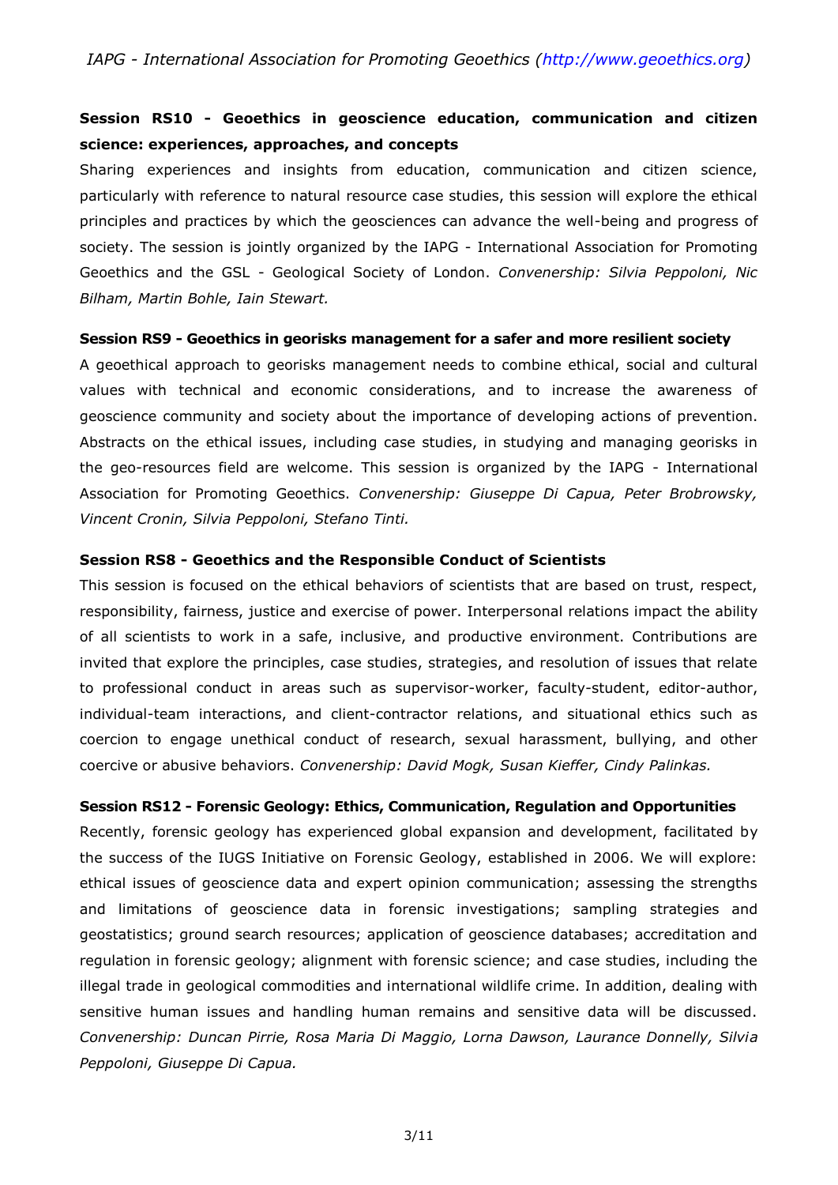**Session RS10 - Geoethics in geoscience education, communication and citizen science: experiences, approaches, and concepts**

Sharing experiences and insights from education, communication and citizen science, particularly with reference to natural resource case studies, this session will explore the ethical principles and practices by which the geosciences can advance the well-being and progress of society. The session is jointly organized by the IAPG - International Association for Promoting Geoethics and the GSL - Geological Society of London. *Convenership: Silvia Peppoloni, Nic Bilham, Martin Bohle, Iain Stewart.*

**Session RS9 - Geoethics in georisks management for a safer and more resilient society**

A geoethical approach to georisks management needs to combine ethical, social and cultural values with technical and economic considerations, and to increase the awareness of geoscience community and society about the importance of developing actions of prevention. Abstracts on the ethical issues, including case studies, in studying and managing georisks in the geo-resources field are welcome. This session is organized by the IAPG - International Association for Promoting Geoethics. *Convenership: Giuseppe Di Capua, Peter Brobrowsky, Vincent Cronin, Silvia Peppoloni, Stefano Tinti.*

**Session RS8 - Geoethics and the Responsible Conduct of Scientists**

This session is focused on the ethical behaviors of scientists that are based on trust, respect, responsibility, fairness, justice and exercise of power. Interpersonal relations impact the ability of all scientists to work in a safe, inclusive, and productive environment. Contributions are invited that explore the principles, case studies, strategies, and resolution of issues that relate to professional conduct in areas such as supervisor-worker, faculty-student, editor-author, individual-team interactions, and client-contractor relations, and situational ethics such as coercion to engage unethical conduct of research, sexual harassment, bullying, and other coercive or abusive behaviors. *Convenership: David Mogk, Susan Kieffer, Cindy Palinkas.*

**Session RS12 - Forensic Geology: Ethics, Communication, Regulation and Opportunities**

Recently, forensic geology has experienced global expansion and development, facilitated by the success of the IUGS Initiative on Forensic Geology, established in 2006. We will explore: ethical issues of geoscience data and expert opinion communication; assessing the strengths and limitations of geoscience data in forensic investigations; sampling strategies and geostatistics; ground search resources; application of geoscience databases; accreditation and regulation in forensic geology; alignment with forensic science; and case studies, including the illegal trade in geological commodities and international wildlife crime. In addition, dealing with sensitive human issues and handling human remains and sensitive data will be discussed. *Convenership: Duncan Pirrie, Rosa Maria Di Maggio, Lorna Dawson, Laurance Donnelly, Silvia Peppoloni, Giuseppe Di Capua.*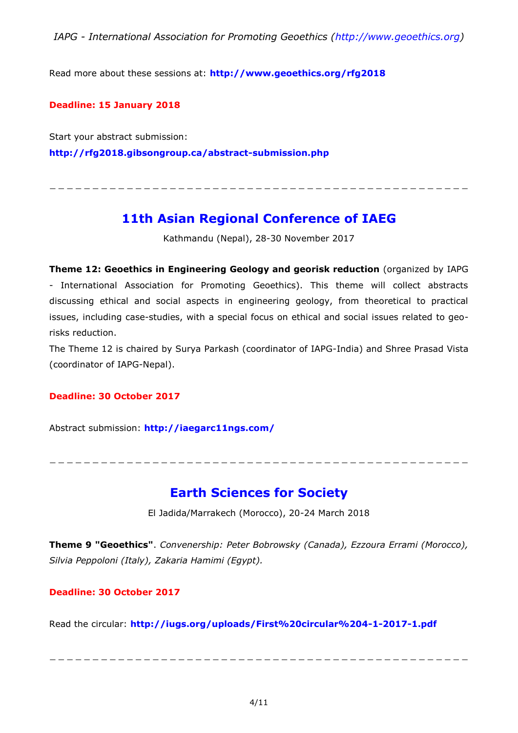Read more about these sessions at: **http://www.geoethics.org/rfg2018**

**Deadline: 15 January 2018**

Start your abstract submission:
**http://rfg2018.gibsongroup.ca/abstract-submission.php**

---

## 11th Asian Regional Conference of IAEG

Kathmandu (Nepal), 28-30 November 2017

**Theme 12: Geoethics in Engineering Geology and georisk reduction** (organized by IAPG - International Association for Promoting Geoethics). This theme will collect abstracts discussing ethical and social aspects in engineering geology, from theoretical to practical issues, including case-studies, with a special focus on ethical and social issues related to geo-risks reduction.
The Theme 12 is chaired by Surya Parkash (coordinator of IAPG-India) and Shree Prasad Vista (coordinator of IAPG-Nepal).

**Deadline: 30 October 2017**

Abstract submission: **http://iaegarc11ngs.com/**

---

## Earth Sciences for Society

El Jadida/Marrakech (Morocco), 20-24 March 2018

**Theme 9 "Geoethics"**. *Convenership: Peter Bobrowsky (Canada), Ezzoura Errami (Morocco), Silvia Peppoloni (Italy), Zakaria Hamimi (Egypt).*

**Deadline: 30 October 2017**

Read the circular: **http://iugs.org/uploads/First%20circular%204-1-2017-1.pdf**

---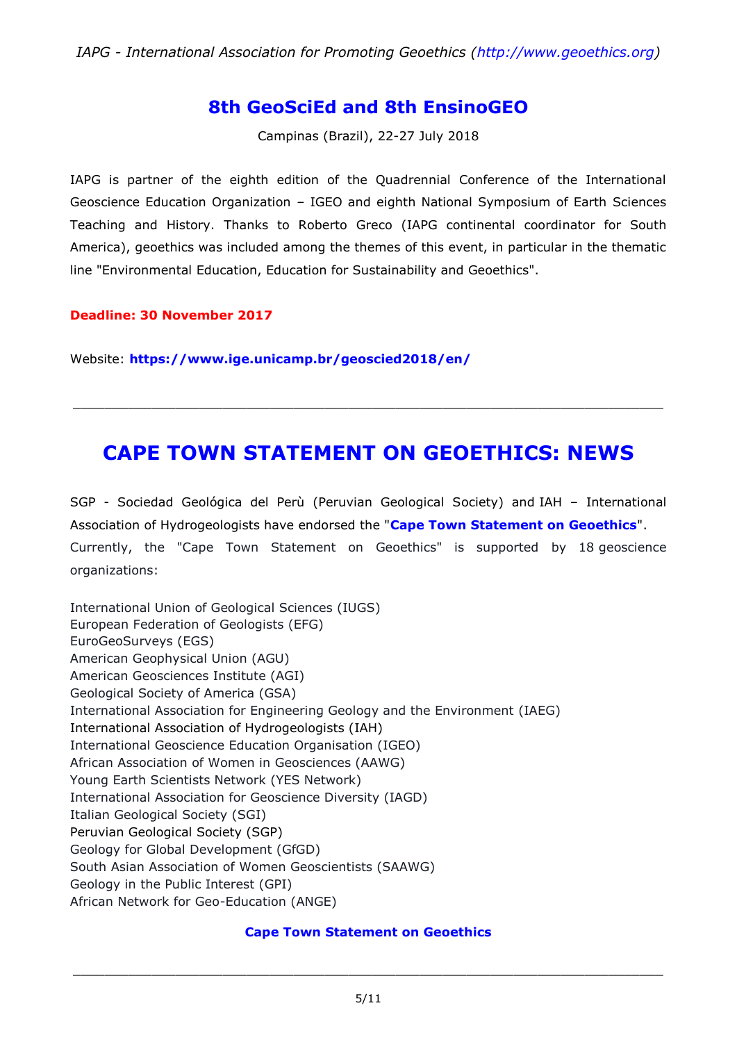## 8th GeoSciEd and 8th EnsinoGEO

Campinas (Brazil), 22-27 July 2018

IAPG is partner of the eighth edition of the Quadrennial Conference of the International Geoscience Education Organization – IGEO and eighth National Symposium of Earth Sciences Teaching and History. Thanks to Roberto Greco (IAPG continental coordinator for South America), geoethics was included among the themes of this event, in particular in the thematic line "Environmental Education, Education for Sustainability and Geoethics".

**Deadline: 30 November 2017**

Website: **https://www.ige.unicamp.br/geoscied2018/en/**

---

## CAPE TOWN STATEMENT ON GEOETHICS: NEWS

SGP - Sociedad Geológica del Perù (Peruvian Geological Society) and IAH – International Association of Hydrogeologists have endorsed the "**Cape Town Statement on Geoethics**". Currently, the "Cape Town Statement on Geoethics" is supported by 18 geoscience organizations:

International Union of Geological Sciences (IUGS)
European Federation of Geologists (EFG)
EuroGeoSurveys (EGS)
American Geophysical Union (AGU)
American Geosciences Institute (AGI)
Geological Society of America (GSA)
International Association for Engineering Geology and the Environment (IAEG)
International Association of Hydrogeologists (IAH)
International Geoscience Education Organisation (IGEO)
African Association of Women in Geosciences (AAWG)
Young Earth Scientists Network (YES Network)
International Association for Geoscience Diversity (IAGD)
Italian Geological Society (SGI)
Peruvian Geological Society (SGP)
Geology for Global Development (GfGD)
South Asian Association of Women Geoscientists (SAAWG)
Geology in the Public Interest (GPI)
African Network for Geo-Education (ANGE)

**Cape Town Statement on Geoethics**

---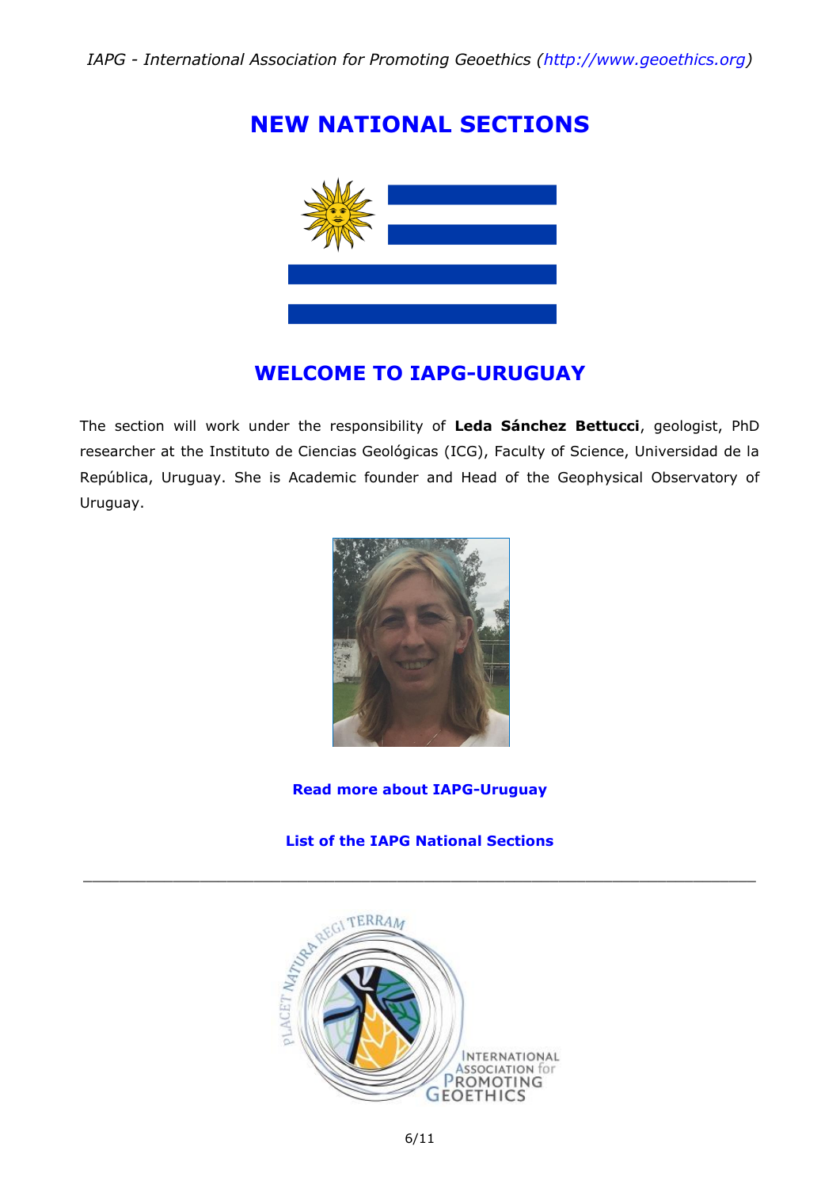# NEW NATIONAL SECTIONS

## WELCOME TO IAPG-URUGUAY

The section will work under the responsibility of **Leda Sánchez Bettucci**, geologist, PhD researcher at the Instituto de Ciencias Geológicas (ICG), Faculty of Science, Universidad de la República, Uruguay. She is Academic founder and Head of the Geophysical Observatory of Uruguay.

**Read more about IAPG-Uruguay**

**List of the IAPG National Sections**

---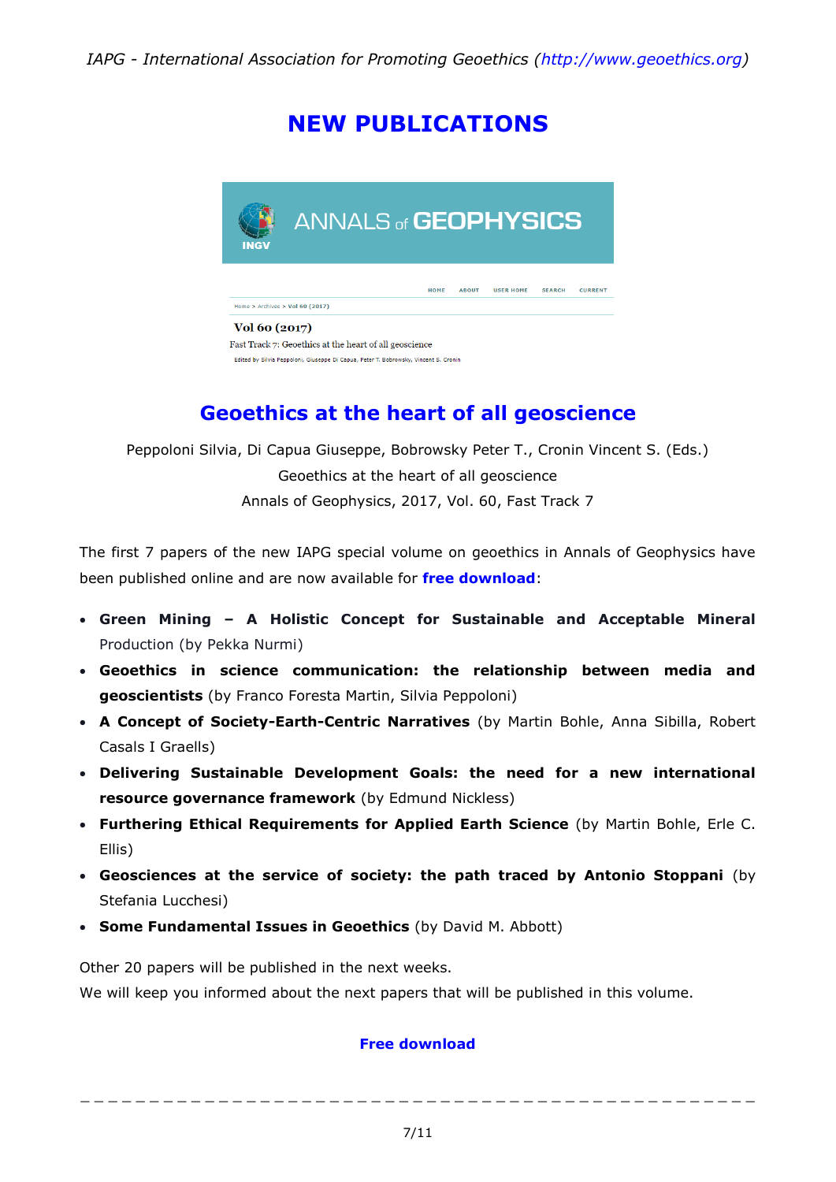# NEW PUBLICATIONS

## Geoethics at the heart of all geoscience

Peppoloni Silvia, Di Capua Giuseppe, Bobrowsky Peter T., Cronin Vincent S. (Eds.)
Geoethics at the heart of all geoscience
Annals of Geophysics, 2017, Vol. 60, Fast Track 7

The first 7 papers of the new IAPG special volume on geoethics in Annals of Geophysics have been published online and are now available for **free download**:

- **Green Mining – A Holistic Concept for Sustainable and Acceptable Mineral** Production (by Pekka Nurmi)
- **Geoethics in science communication: the relationship between media and geoscientists** (by Franco Foresta Martin, Silvia Peppoloni)
- **A Concept of Society-Earth-Centric Narratives** (by Martin Bohle, Anna Sibilla, Robert Casals I Graells)
- **Delivering Sustainable Development Goals: the need for a new international resource governance framework** (by Edmund Nickless)
- **Furthering Ethical Requirements for Applied Earth Science** (by Martin Bohle, Erle C. Ellis)
- **Geosciences at the service of society: the path traced by Antonio Stoppani** (by Stefania Lucchesi)
- **Some Fundamental Issues in Geoethics** (by David M. Abbott)

Other 20 papers will be published in the next weeks.
We will keep you informed about the next papers that will be published in this volume.

**Free download**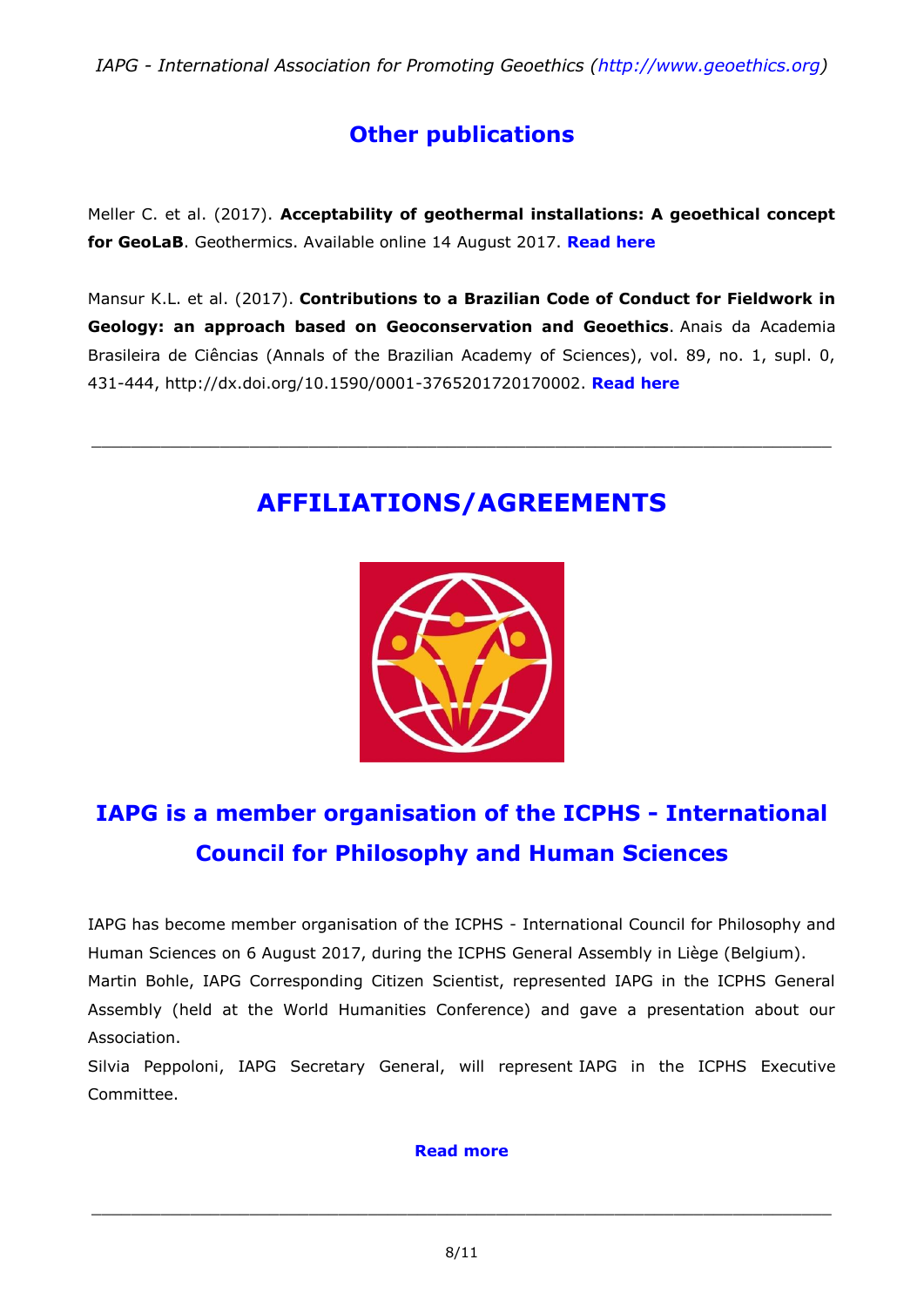## Other publications

Meller C. et al. (2017). **Acceptability of geothermal installations: A geoethical concept for GeoLaB**. Geothermics. Available online 14 August 2017. **Read here**

Mansur K.L. et al. (2017). **Contributions to a Brazilian Code of Conduct for Fieldwork in Geology: an approach based on Geoconservation and Geoethics**. Anais da Academia Brasileira de Ciências (Annals of the Brazilian Academy of Sciences), vol. 89, no. 1, supl. 0, 431-444, http://dx.doi.org/10.1590/0001-3765201720170002. **Read here**

---

# AFFILIATIONS/AGREEMENTS

## IAPG is a member organisation of the ICPHS - International Council for Philosophy and Human Sciences

IAPG has become member organisation of the ICPHS - International Council for Philosophy and Human Sciences on 6 August 2017, during the ICPHS General Assembly in Liège (Belgium).
Martin Bohle, IAPG Corresponding Citizen Scientist, represented IAPG in the ICPHS General Assembly (held at the World Humanities Conference) and gave a presentation about our Association.
Silvia Peppoloni, IAPG Secretary General, will represent IAPG in the ICPHS Executive Committee.

**Read more**

---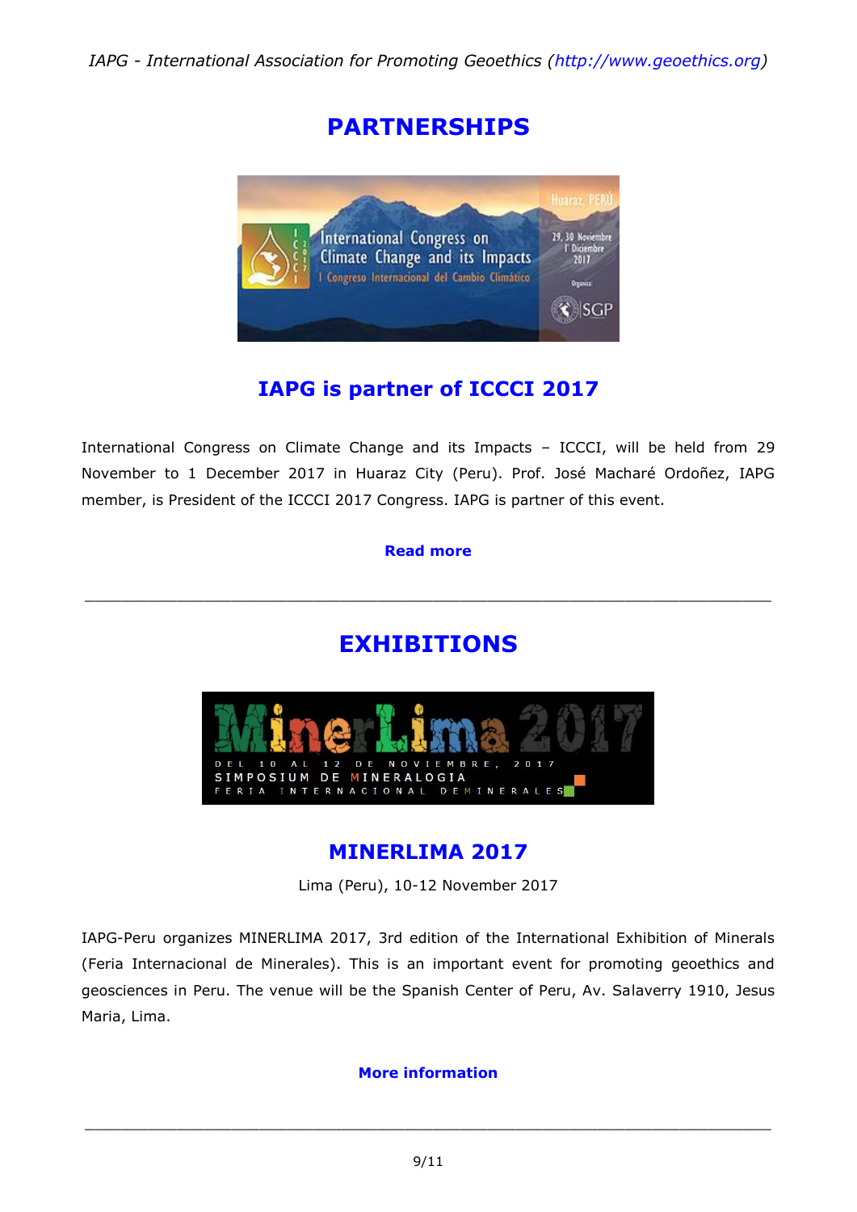# PARTNERSHIPS

## IAPG is partner of ICCCI 2017

International Congress on Climate Change and its Impacts – ICCCI, will be held from 29 November to 1 December 2017 in Huaraz City (Peru). Prof. José Macharé Ordoñez, IAPG member, is President of the ICCCI 2017 Congress. IAPG is partner of this event.

**Read more**

---

# EXHIBITIONS

## MINERLIMA 2017

Lima (Peru), 10-12 November 2017

IAPG-Peru organizes MINERLIMA 2017, 3rd edition of the International Exhibition of Minerals (Feria Internacional de Minerales). This is an important event for promoting geoethics and geosciences in Peru. The venue will be the Spanish Center of Peru, Av. Salaverry 1910, Jesus Maria, Lima.

**More information**

---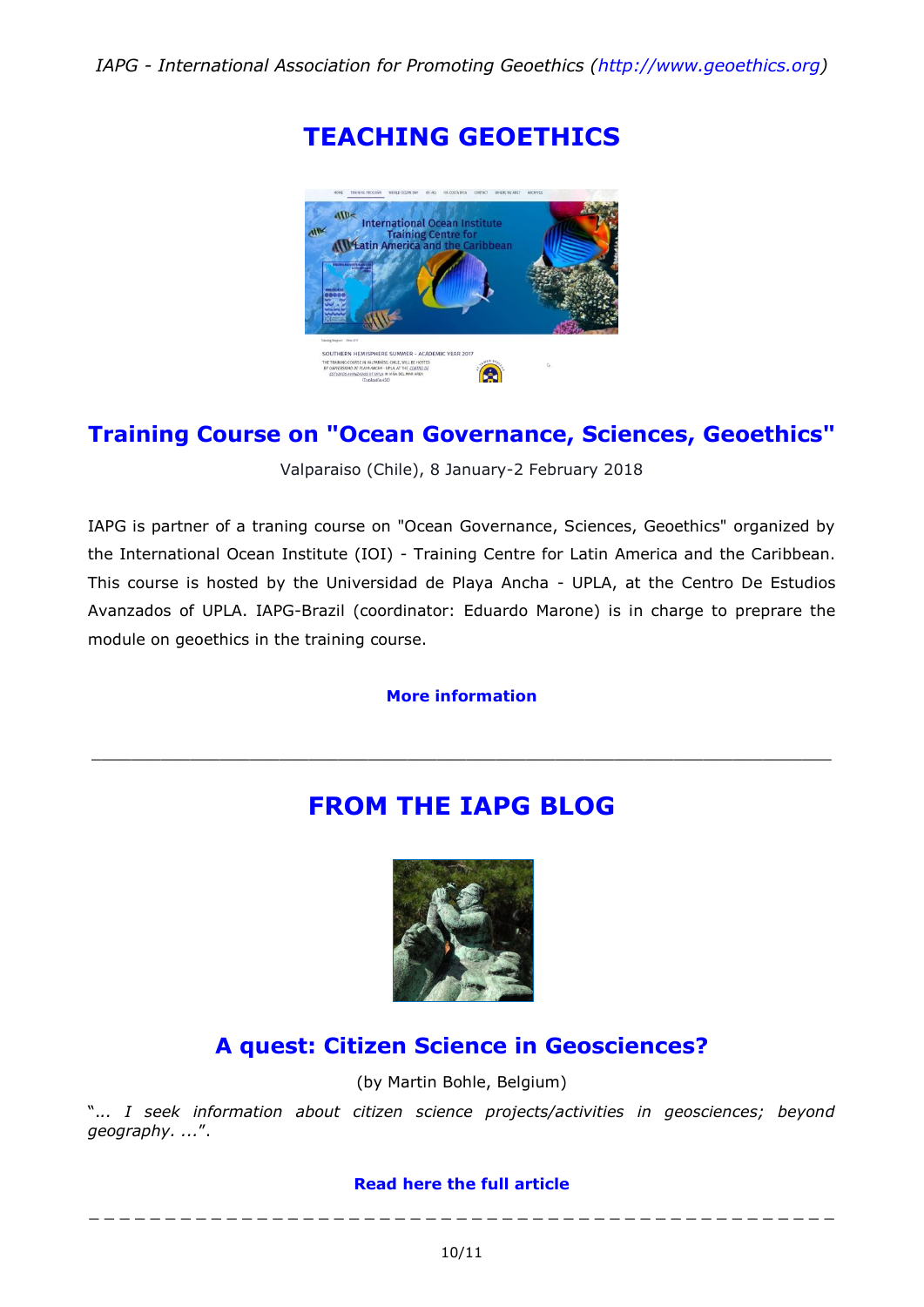# TEACHING GEOETHICS

## Training Course on "Ocean Governance, Sciences, Geoethics"

Valparaiso (Chile), 8 January-2 February 2018

IAPG is partner of a traning course on "Ocean Governance, Sciences, Geoethics" organized by the International Ocean Institute (IOI) - Training Centre for Latin America and the Caribbean. This course is hosted by the Universidad de Playa Ancha - UPLA, at the Centro De Estudios Avanzados of UPLA. IAPG-Brazil (coordinator: Eduardo Marone) is in charge to preprare the module on geoethics in the training course.

**More information**

---

# FROM THE IAPG BLOG

## A quest: Citizen Science in Geosciences?

(by Martin Bohle, Belgium)

*"... I seek information about citizen science projects/activities in geosciences; beyond geography. ...".*

**Read here the full article**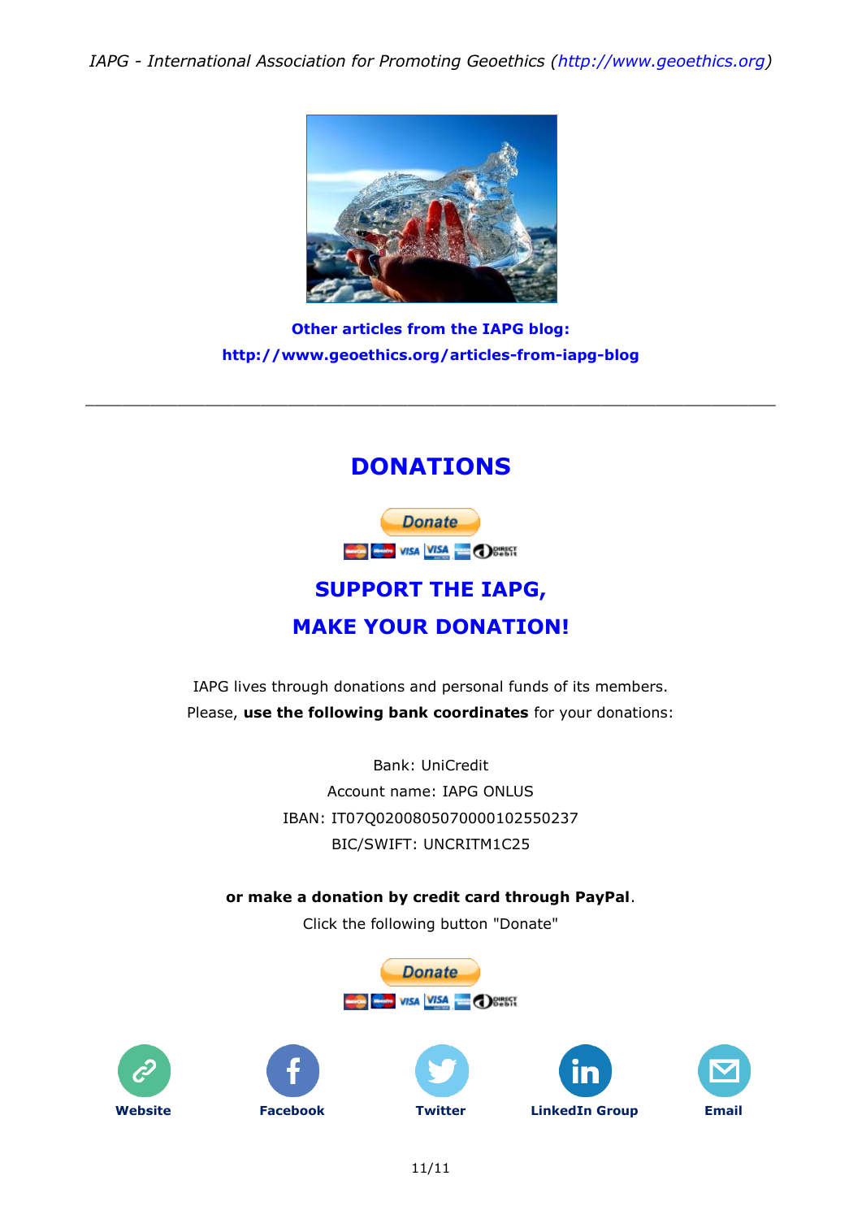**Other articles from the IAPG blog:**
**http://www.geoethics.org/articles-from-iapg-blog**

---

## DONATIONS

Donate

## SUPPORT THE IAPG,
## MAKE YOUR DONATION!

IAPG lives through donations and personal funds of its members.
Please, **use the following bank coordinates** for your donations:

Bank: UniCredit
Account name: IAPG ONLUS
IBAN: IT07Q0200805070000102550237
BIC/SWIFT: UNCRITM1C25

**or make a donation by credit card through PayPal**.
Click the following button "Donate"

Donate

**Website** **Facebook** **Twitter** **LinkedIn Group** **Email**